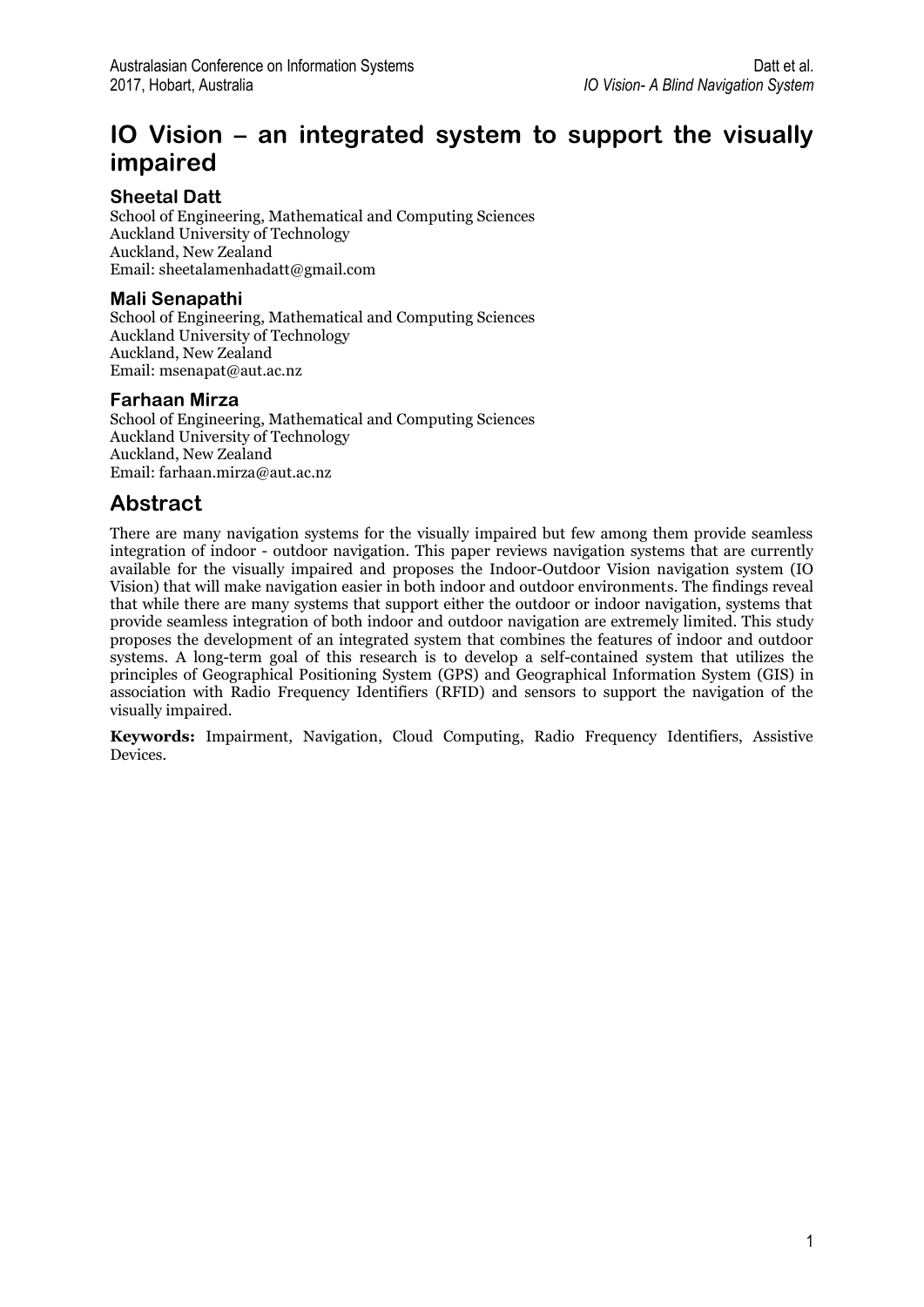# IO Vision – an integrated system to support the visually impaired

### Sheetal Datt

School of Engineering, Mathematical and Computing Sciences
Auckland University of Technology
Auckland, New Zealand
Email: sheetalamenhadatt@gmail.com

### Mali Senapathi

School of Engineering, Mathematical and Computing Sciences
Auckland University of Technology
Auckland, New Zealand
Email: msenapat@aut.ac.nz

### Farhaan Mirza

School of Engineering, Mathematical and Computing Sciences
Auckland University of Technology
Auckland, New Zealand
Email: farhaan.mirza@aut.ac.nz

## Abstract

There are many navigation systems for the visually impaired but few among them provide seamless integration of indoor - outdoor navigation. This paper reviews navigation systems that are currently available for the visually impaired and proposes the Indoor-Outdoor Vision navigation system (IO Vision) that will make navigation easier in both indoor and outdoor environments. The findings reveal that while there are many systems that support either the outdoor or indoor navigation, systems that provide seamless integration of both indoor and outdoor navigation are extremely limited. This study proposes the development of an integrated system that combines the features of indoor and outdoor systems. A long-term goal of this research is to develop a self-contained system that utilizes the principles of Geographical Positioning System (GPS) and Geographical Information System (GIS) in association with Radio Frequency Identifiers (RFID) and sensors to support the navigation of the visually impaired.

**Keywords:** Impairment, Navigation, Cloud Computing, Radio Frequency Identifiers, Assistive Devices.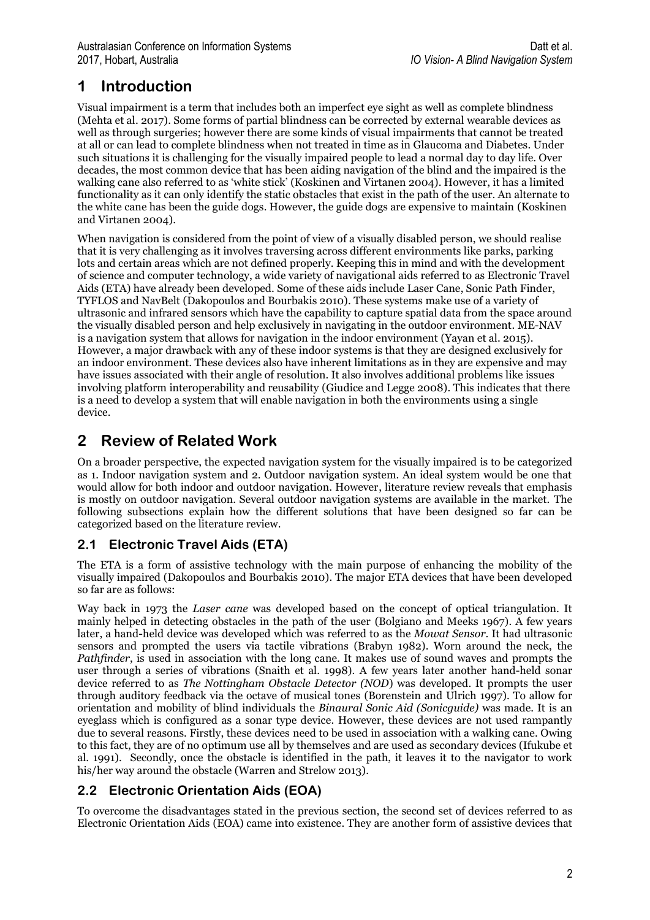# 1 Introduction

Visual impairment is a term that includes both an imperfect eye sight as well as complete blindness (Mehta et al. 2017). Some forms of partial blindness can be corrected by external wearable devices as well as through surgeries; however there are some kinds of visual impairments that cannot be treated at all or can lead to complete blindness when not treated in time as in Glaucoma and Diabetes. Under such situations it is challenging for the visually impaired people to lead a normal day to day life. Over decades, the most common device that has been aiding navigation of the blind and the impaired is the walking cane also referred to as 'white stick' (Koskinen and Virtanen 2004). However, it has a limited functionality as it can only identify the static obstacles that exist in the path of the user. An alternate to the white cane has been the guide dogs. However, the guide dogs are expensive to maintain (Koskinen and Virtanen 2004).

When navigation is considered from the point of view of a visually disabled person, we should realise that it is very challenging as it involves traversing across different environments like parks, parking lots and certain areas which are not defined properly. Keeping this in mind and with the development of science and computer technology, a wide variety of navigational aids referred to as Electronic Travel Aids (ETA) have already been developed. Some of these aids include Laser Cane, Sonic Path Finder, TYFLOS and NavBelt (Dakopoulos and Bourbakis 2010). These systems make use of a variety of ultrasonic and infrared sensors which have the capability to capture spatial data from the space around the visually disabled person and help exclusively in navigating in the outdoor environment. ME-NAV is a navigation system that allows for navigation in the indoor environment (Yayan et al. 2015). However, a major drawback with any of these indoor systems is that they are designed exclusively for an indoor environment. These devices also have inherent limitations as in they are expensive and may have issues associated with their angle of resolution. It also involves additional problems like issues involving platform interoperability and reusability (Giudice and Legge 2008). This indicates that there is a need to develop a system that will enable navigation in both the environments using a single device.

# 2 Review of Related Work

On a broader perspective, the expected navigation system for the visually impaired is to be categorized as 1. Indoor navigation system and 2. Outdoor navigation system. An ideal system would be one that would allow for both indoor and outdoor navigation. However, literature review reveals that emphasis is mostly on outdoor navigation. Several outdoor navigation systems are available in the market. The following subsections explain how the different solutions that have been designed so far can be categorized based on the literature review.

## 2.1 Electronic Travel Aids (ETA)

The ETA is a form of assistive technology with the main purpose of enhancing the mobility of the visually impaired (Dakopoulos and Bourbakis 2010). The major ETA devices that have been developed so far are as follows:

Way back in 1973 the *Laser cane* was developed based on the concept of optical triangulation. It mainly helped in detecting obstacles in the path of the user (Bolgiano and Meeks 1967). A few years later, a hand-held device was developed which was referred to as the *Mowat Sensor*. It had ultrasonic sensors and prompted the users via tactile vibrations (Brabyn 1982). Worn around the neck, the *Pathfinder*, is used in association with the long cane. It makes use of sound waves and prompts the user through a series of vibrations (Snaith et al. 1998). A few years later another hand-held sonar device referred to as *The Nottingham Obstacle Detector (NOD*) was developed. It prompts the user through auditory feedback via the octave of musical tones (Borenstein and Ulrich 1997). To allow for orientation and mobility of blind individuals the *Binaural Sonic Aid (Sonicguide)* was made. It is an eyeglass which is configured as a sonar type device. However, these devices are not used rampantly due to several reasons. Firstly, these devices need to be used in association with a walking cane. Owing to this fact, they are of no optimum use all by themselves and are used as secondary devices (Ifukube et al. 1991). Secondly, once the obstacle is identified in the path, it leaves it to the navigator to work his/her way around the obstacle (Warren and Strelow 2013).

## 2.2 Electronic Orientation Aids (EOA)

To overcome the disadvantages stated in the previous section, the second set of devices referred to as Electronic Orientation Aids (EOA) came into existence. They are another form of assistive devices that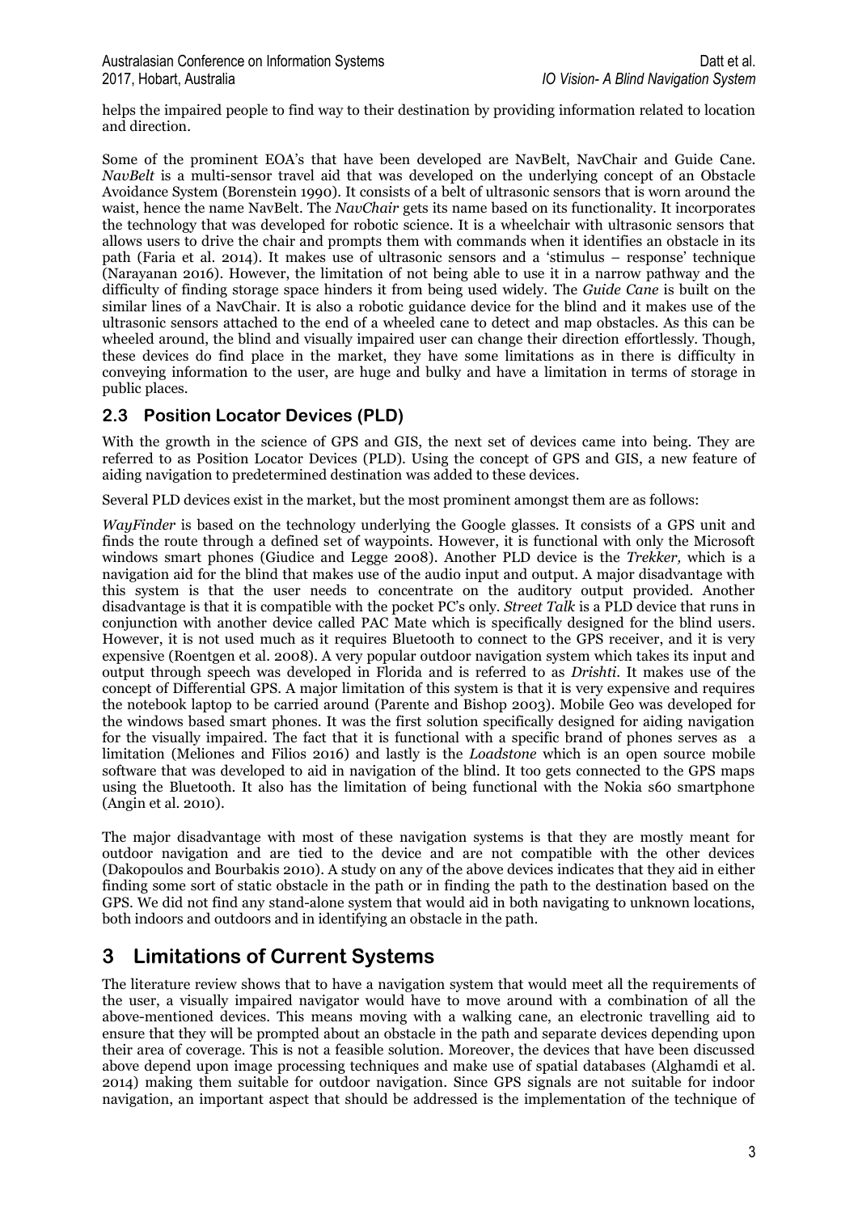helps the impaired people to find way to their destination by providing information related to location and direction.

Some of the prominent EOA's that have been developed are NavBelt, NavChair and Guide Cane. *NavBelt* is a multi-sensor travel aid that was developed on the underlying concept of an Obstacle Avoidance System (Borenstein 1990). It consists of a belt of ultrasonic sensors that is worn around the waist, hence the name NavBelt. The *NavChair* gets its name based on its functionality. It incorporates the technology that was developed for robotic science. It is a wheelchair with ultrasonic sensors that allows users to drive the chair and prompts them with commands when it identifies an obstacle in its path (Faria et al. 2014). It makes use of ultrasonic sensors and a 'stimulus – response' technique (Narayanan 2016). However, the limitation of not being able to use it in a narrow pathway and the difficulty of finding storage space hinders it from being used widely. The *Guide Cane* is built on the similar lines of a NavChair. It is also a robotic guidance device for the blind and it makes use of the ultrasonic sensors attached to the end of a wheeled cane to detect and map obstacles. As this can be wheeled around, the blind and visually impaired user can change their direction effortlessly. Though, these devices do find place in the market, they have some limitations as in there is difficulty in conveying information to the user, are huge and bulky and have a limitation in terms of storage in public places.

## 2.3 Position Locator Devices (PLD)

With the growth in the science of GPS and GIS, the next set of devices came into being. They are referred to as Position Locator Devices (PLD). Using the concept of GPS and GIS, a new feature of aiding navigation to predetermined destination was added to these devices.

Several PLD devices exist in the market, but the most prominent amongst them are as follows:

*WayFinder* is based on the technology underlying the Google glasses. It consists of a GPS unit and finds the route through a defined set of waypoints. However, it is functional with only the Microsoft windows smart phones (Giudice and Legge 2008). Another PLD device is the *Trekker,* which is a navigation aid for the blind that makes use of the audio input and output. A major disadvantage with this system is that the user needs to concentrate on the auditory output provided. Another disadvantage is that it is compatible with the pocket PC's only. *Street Talk* is a PLD device that runs in conjunction with another device called PAC Mate which is specifically designed for the blind users. However, it is not used much as it requires Bluetooth to connect to the GPS receiver, and it is very expensive (Roentgen et al. 2008). A very popular outdoor navigation system which takes its input and output through speech was developed in Florida and is referred to as *Drishti*. It makes use of the concept of Differential GPS. A major limitation of this system is that it is very expensive and requires the notebook laptop to be carried around (Parente and Bishop 2003). Mobile Geo was developed for the windows based smart phones. It was the first solution specifically designed for aiding navigation for the visually impaired. The fact that it is functional with a specific brand of phones serves as a limitation (Meliones and Filios 2016) and lastly is the *Loadstone* which is an open source mobile software that was developed to aid in navigation of the blind. It too gets connected to the GPS maps using the Bluetooth. It also has the limitation of being functional with the Nokia s60 smartphone (Angin et al. 2010).

The major disadvantage with most of these navigation systems is that they are mostly meant for outdoor navigation and are tied to the device and are not compatible with the other devices (Dakopoulos and Bourbakis 2010). A study on any of the above devices indicates that they aid in either finding some sort of static obstacle in the path or in finding the path to the destination based on the GPS. We did not find any stand-alone system that would aid in both navigating to unknown locations, both indoors and outdoors and in identifying an obstacle in the path.

# 3 Limitations of Current Systems

The literature review shows that to have a navigation system that would meet all the requirements of the user, a visually impaired navigator would have to move around with a combination of all the above-mentioned devices. This means moving with a walking cane, an electronic travelling aid to ensure that they will be prompted about an obstacle in the path and separate devices depending upon their area of coverage. This is not a feasible solution. Moreover, the devices that have been discussed above depend upon image processing techniques and make use of spatial databases (Alghamdi et al. 2014) making them suitable for outdoor navigation. Since GPS signals are not suitable for indoor navigation, an important aspect that should be addressed is the implementation of the technique of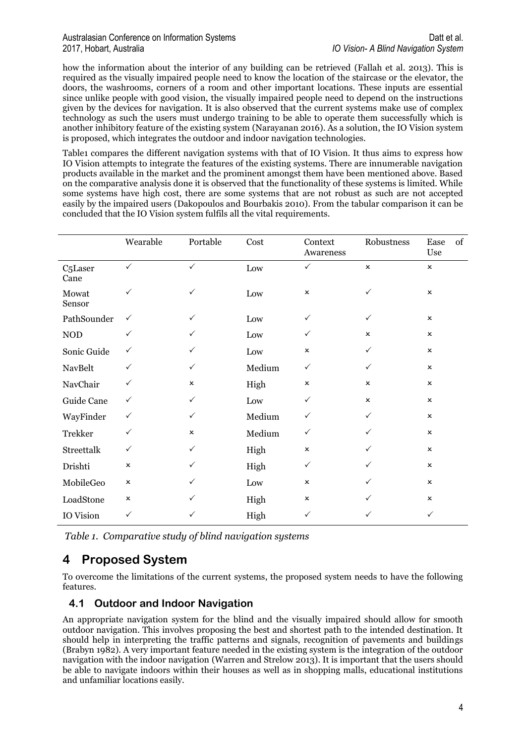how the information about the interior of any building can be retrieved (Fallah et al. 2013). This is required as the visually impaired people need to know the location of the staircase or the elevator, the doors, the washrooms, corners of a room and other important locations. These inputs are essential since unlike people with good vision, the visually impaired people need to depend on the instructions given by the devices for navigation. It is also observed that the current systems make use of complex technology as such the users must undergo training to be able to operate them successfully which is another inhibitory feature of the existing system (Narayanan 2016). As a solution, the IO Vision system is proposed, which integrates the outdoor and indoor navigation technologies.

Table1 compares the different navigation systems with that of IO Vision. It thus aims to express how IO Vision attempts to integrate the features of the existing systems. There are innumerable navigation products available in the market and the prominent amongst them have been mentioned above. Based on the comparative analysis done it is observed that the functionality of these systems is limited. While some systems have high cost, there are some systems that are not robust as such are not accepted easily by the impaired users (Dakopoulos and Bourbakis 2010). From the tabular comparison it can be concluded that the IO Vision system fulfils all the vital requirements.

| | Wearable | Portable | Cost | Context Awareness | Robustness | Ease of Use |
|---|---|---|---|---|---|---|
| C5Laser Cane | ✓ | ✓ | Low | ✓ | × | × |
| Mowat Sensor | ✓ | ✓ | Low | × | ✓ | × |
| PathSounder | ✓ | ✓ | Low | ✓ | ✓ | × |
| NOD | ✓ | ✓ | Low | ✓ | × | × |
| Sonic Guide | ✓ | ✓ | Low | × | ✓ | × |
| NavBelt | ✓ | ✓ | Medium | ✓ | ✓ | × |
| NavChair | ✓ | × | High | × | × | × |
| Guide Cane | ✓ | ✓ | Low | ✓ | × | × |
| WayFinder | ✓ | ✓ | Medium | ✓ | ✓ | × |
| Trekker | ✓ | × | Medium | ✓ | ✓ | × |
| Streettalk | ✓ | ✓ | High | × | ✓ | × |
| Drishti | × | ✓ | High | ✓ | ✓ | × |
| MobileGeo | × | ✓ | Low | × | ✓ | × |
| LoadStone | × | ✓ | High | × | ✓ | × |
| IO Vision | ✓ | ✓ | High | ✓ | ✓ | ✓ |

*Table 1. Comparative study of blind navigation systems*

# 4 Proposed System

To overcome the limitations of the current systems, the proposed system needs to have the following features.

## 4.1 Outdoor and Indoor Navigation

An appropriate navigation system for the blind and the visually impaired should allow for smooth outdoor navigation. This involves proposing the best and shortest path to the intended destination. It should help in interpreting the traffic patterns and signals, recognition of pavements and buildings (Brabyn 1982). A very important feature needed in the existing system is the integration of the outdoor navigation with the indoor navigation (Warren and Strelow 2013). It is important that the users should be able to navigate indoors within their houses as well as in shopping malls, educational institutions and unfamiliar locations easily.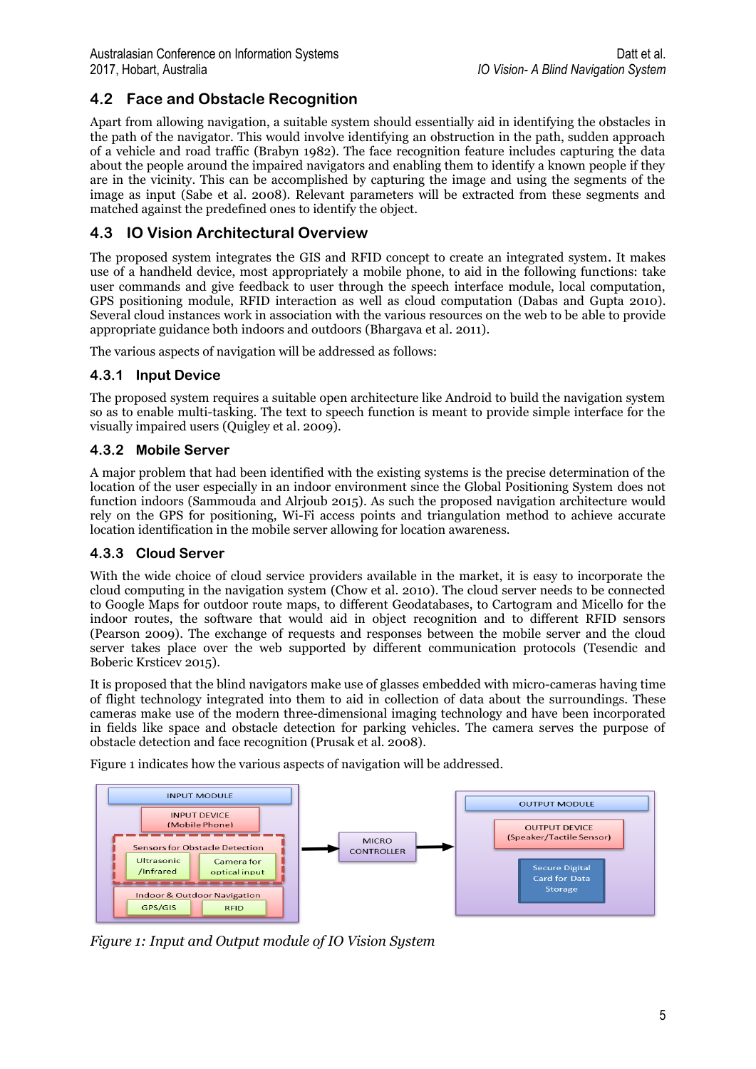## 4.2 Face and Obstacle Recognition

Apart from allowing navigation, a suitable system should essentially aid in identifying the obstacles in the path of the navigator. This would involve identifying an obstruction in the path, sudden approach of a vehicle and road traffic (Brabyn 1982). The face recognition feature includes capturing the data about the people around the impaired navigators and enabling them to identify a known people if they are in the vicinity. This can be accomplished by capturing the image and using the segments of the image as input (Sabe et al. 2008). Relevant parameters will be extracted from these segments and matched against the predefined ones to identify the object.

## 4.3 IO Vision Architectural Overview

The proposed system integrates the GIS and RFID concept to create an integrated system. It makes use of a handheld device, most appropriately a mobile phone, to aid in the following functions: take user commands and give feedback to user through the speech interface module, local computation, GPS positioning module, RFID interaction as well as cloud computation (Dabas and Gupta 2010). Several cloud instances work in association with the various resources on the web to be able to provide appropriate guidance both indoors and outdoors (Bhargava et al. 2011).

The various aspects of navigation will be addressed as follows:

### 4.3.1 Input Device

The proposed system requires a suitable open architecture like Android to build the navigation system so as to enable multi-tasking. The text to speech function is meant to provide simple interface for the visually impaired users (Quigley et al. 2009).

### 4.3.2 Mobile Server

A major problem that had been identified with the existing systems is the precise determination of the location of the user especially in an indoor environment since the Global Positioning System does not function indoors (Sammouda and Alrjoub 2015). As such the proposed navigation architecture would rely on the GPS for positioning, Wi-Fi access points and triangulation method to achieve accurate location identification in the mobile server allowing for location awareness.

### 4.3.3 Cloud Server

With the wide choice of cloud service providers available in the market, it is easy to incorporate the cloud computing in the navigation system (Chow et al. 2010). The cloud server needs to be connected to Google Maps for outdoor route maps, to different Geodatabases, to Cartogram and Micello for the indoor routes, the software that would aid in object recognition and to different RFID sensors (Pearson 2009). The exchange of requests and responses between the mobile server and the cloud server takes place over the web supported by different communication protocols (Tesendic and Boberic Krsticev 2015).

It is proposed that the blind navigators make use of glasses embedded with micro-cameras having time of flight technology integrated into them to aid in collection of data about the surroundings. These cameras make use of the modern three-dimensional imaging technology and have been incorporated in fields like space and obstacle detection for parking vehicles. The camera serves the purpose of obstacle detection and face recognition (Prusak et al. 2008).

Figure 1 indicates how the various aspects of navigation will be addressed.

INPUT MODULE: INPUT DEVICE (Mobile Phone); Sensors for Obstacle Detection: Ultrasonic /Infrared, Camera for optical input; Indoor & Outdoor Navigation: GPS/GIS, RFID → MICRO CONTROLLER → OUTPUT MODULE: OUTPUT DEVICE (Speaker/Tactile Sensor); Secure Digital Card for Data Storage

*Figure 1: Input and Output module of IO Vision System*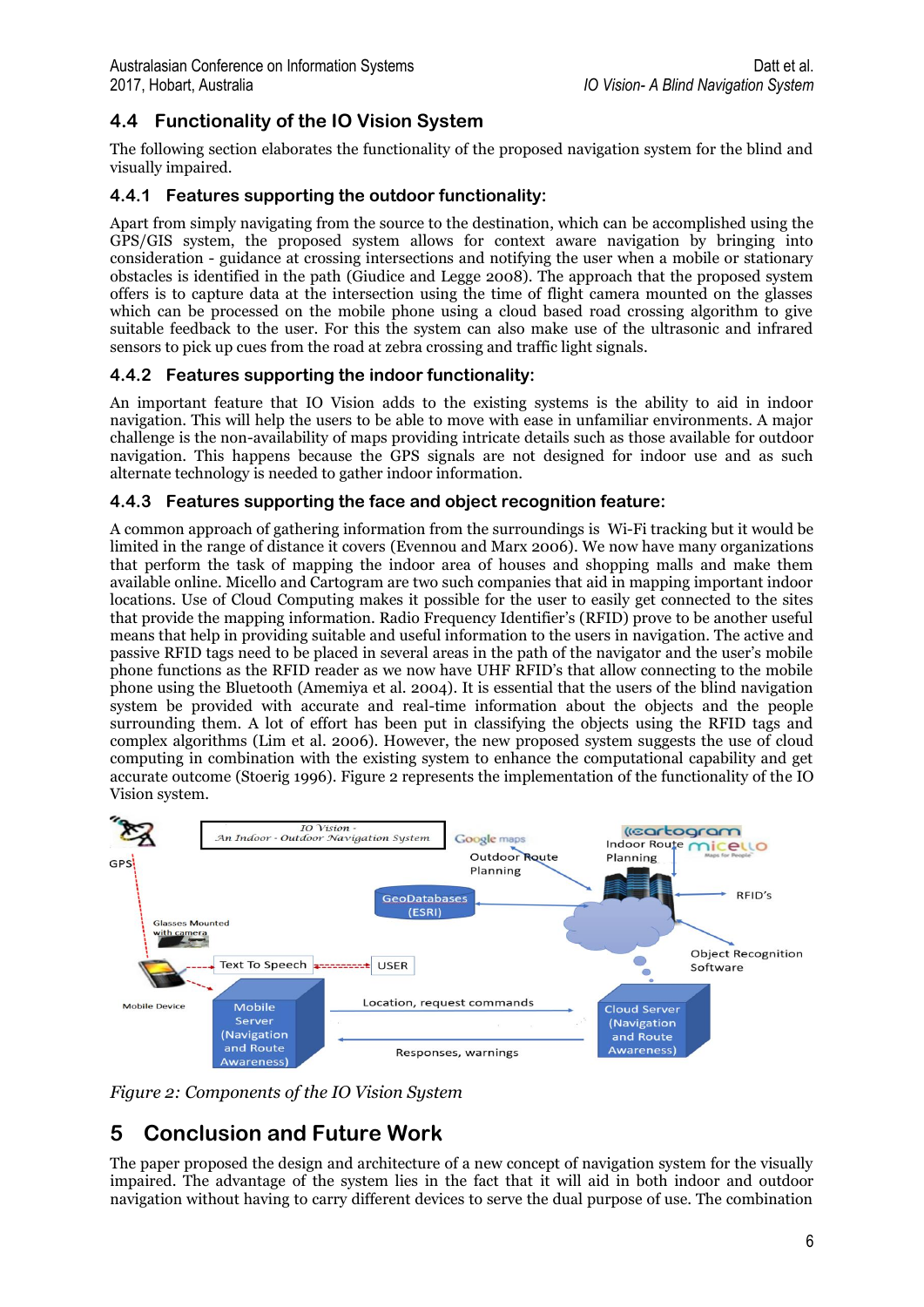## 4.4 Functionality of the IO Vision System

The following section elaborates the functionality of the proposed navigation system for the blind and visually impaired.

### 4.4.1 Features supporting the outdoor functionality:

Apart from simply navigating from the source to the destination, which can be accomplished using the GPS/GIS system, the proposed system allows for context aware navigation by bringing into consideration - guidance at crossing intersections and notifying the user when a mobile or stationary obstacles is identified in the path (Giudice and Legge 2008). The approach that the proposed system offers is to capture data at the intersection using the time of flight camera mounted on the glasses which can be processed on the mobile phone using a cloud based road crossing algorithm to give suitable feedback to the user. For this the system can also make use of the ultrasonic and infrared sensors to pick up cues from the road at zebra crossing and traffic light signals.

### 4.4.2 Features supporting the indoor functionality:

An important feature that IO Vision adds to the existing systems is the ability to aid in indoor navigation. This will help the users to be able to move with ease in unfamiliar environments. A major challenge is the non-availability of maps providing intricate details such as those available for outdoor navigation. This happens because the GPS signals are not designed for indoor use and as such alternate technology is needed to gather indoor information.

### 4.4.3 Features supporting the face and object recognition feature:

A common approach of gathering information from the surroundings is Wi-Fi tracking but it would be limited in the range of distance it covers (Evennou and Marx 2006). We now have many organizations that perform the task of mapping the indoor area of houses and shopping malls and make them available online. Micello and Cartogram are two such companies that aid in mapping important indoor locations. Use of Cloud Computing makes it possible for the user to easily get connected to the sites that provide the mapping information. Radio Frequency Identifier's (RFID) prove to be another useful means that help in providing suitable and useful information to the users in navigation. The active and passive RFID tags need to be placed in several areas in the path of the navigator and the user's mobile phone functions as the RFID reader as we now have UHF RFID's that allow connecting to the mobile phone using the Bluetooth (Amemiya et al. 2004). It is essential that the users of the blind navigation system be provided with accurate and real-time information about the objects and the people surrounding them. A lot of effort has been put in classifying the objects using the RFID tags and complex algorithms (Lim et al. 2006). However, the new proposed system suggests the use of cloud computing in combination with the existing system to enhance the computational capability and get accurate outcome (Stoerig 1996). Figure 2 represents the implementation of the functionality of the IO Vision system.

*Figure 2: Components of the IO Vision System*

# 5 Conclusion and Future Work

The paper proposed the design and architecture of a new concept of navigation system for the visually impaired. The advantage of the system lies in the fact that it will aid in both indoor and outdoor navigation without having to carry different devices to serve the dual purpose of use. The combination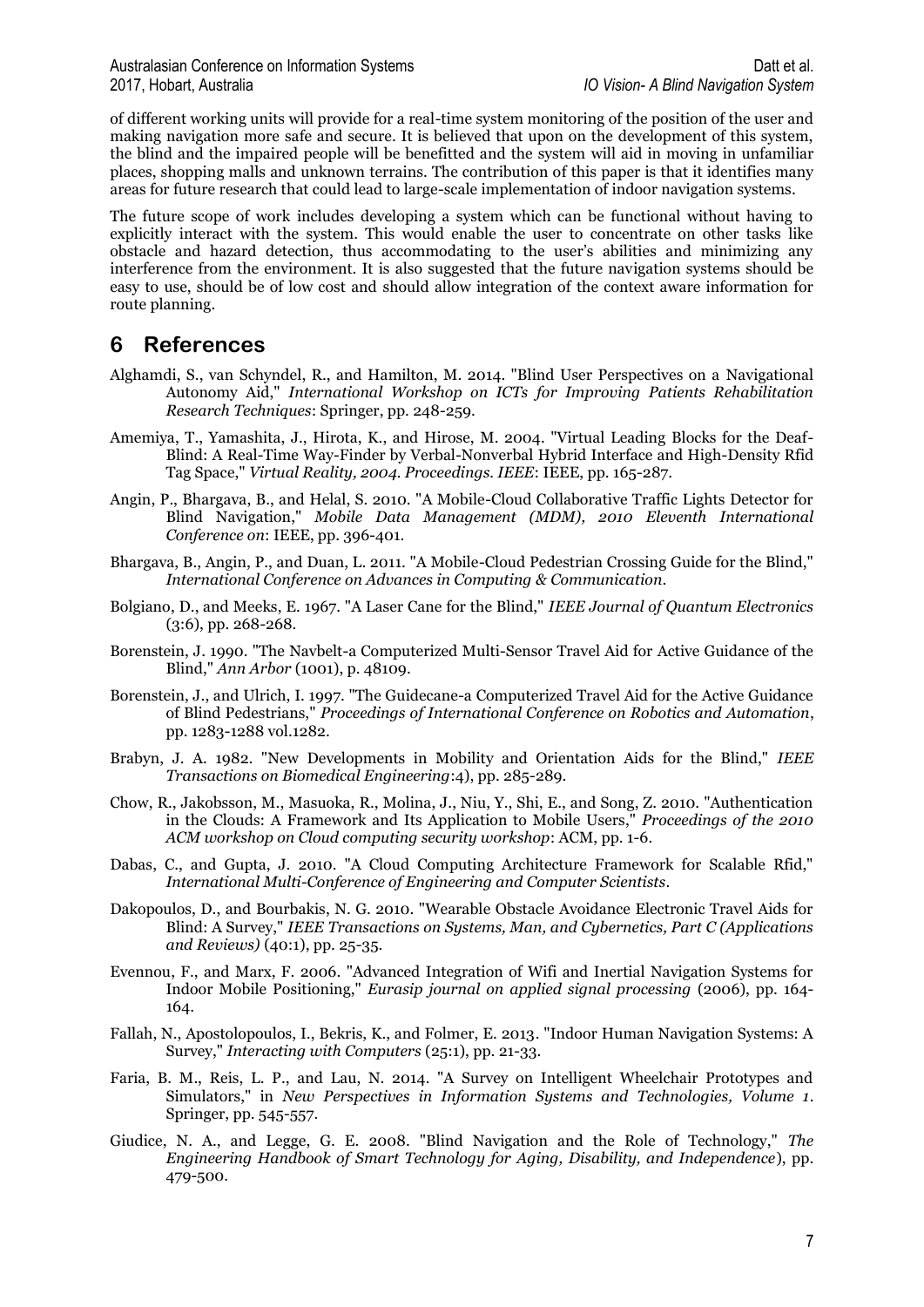of different working units will provide for a real-time system monitoring of the position of the user and making navigation more safe and secure. It is believed that upon on the development of this system, the blind and the impaired people will be benefitted and the system will aid in moving in unfamiliar places, shopping malls and unknown terrains. The contribution of this paper is that it identifies many areas for future research that could lead to large-scale implementation of indoor navigation systems.

The future scope of work includes developing a system which can be functional without having to explicitly interact with the system. This would enable the user to concentrate on other tasks like obstacle and hazard detection, thus accommodating to the user's abilities and minimizing any interference from the environment. It is also suggested that the future navigation systems should be easy to use, should be of low cost and should allow integration of the context aware information for route planning.

# 6 References

Alghamdi, S., van Schyndel, R., and Hamilton, M. 2014. "Blind User Perspectives on a Navigational Autonomy Aid," *International Workshop on ICTs for Improving Patients Rehabilitation Research Techniques*: Springer, pp. 248-259.

Amemiya, T., Yamashita, J., Hirota, K., and Hirose, M. 2004. "Virtual Leading Blocks for the Deaf-Blind: A Real-Time Way-Finder by Verbal-Nonverbal Hybrid Interface and High-Density Rfid Tag Space," *Virtual Reality, 2004. Proceedings. IEEE*: IEEE, pp. 165-287.

Angin, P., Bhargava, B., and Helal, S. 2010. "A Mobile-Cloud Collaborative Traffic Lights Detector for Blind Navigation," *Mobile Data Management (MDM), 2010 Eleventh International Conference on*: IEEE, pp. 396-401.

Bhargava, B., Angin, P., and Duan, L. 2011. "A Mobile-Cloud Pedestrian Crossing Guide for the Blind," *International Conference on Advances in Computing & Communication*.

Bolgiano, D., and Meeks, E. 1967. "A Laser Cane for the Blind," *IEEE Journal of Quantum Electronics* (3:6), pp. 268-268.

Borenstein, J. 1990. "The Navbelt-a Computerized Multi-Sensor Travel Aid for Active Guidance of the Blind," *Ann Arbor* (1001), p. 48109.

Borenstein, J., and Ulrich, I. 1997. "The Guidecane-a Computerized Travel Aid for the Active Guidance of Blind Pedestrians," *Proceedings of International Conference on Robotics and Automation*, pp. 1283-1288 vol.1282.

Brabyn, J. A. 1982. "New Developments in Mobility and Orientation Aids for the Blind," *IEEE Transactions on Biomedical Engineering*:4), pp. 285-289.

Chow, R., Jakobsson, M., Masuoka, R., Molina, J., Niu, Y., Shi, E., and Song, Z. 2010. "Authentication in the Clouds: A Framework and Its Application to Mobile Users," *Proceedings of the 2010 ACM workshop on Cloud computing security workshop*: ACM, pp. 1-6.

Dabas, C., and Gupta, J. 2010. "A Cloud Computing Architecture Framework for Scalable Rfid," *International Multi-Conference of Engineering and Computer Scientists*.

Dakopoulos, D., and Bourbakis, N. G. 2010. "Wearable Obstacle Avoidance Electronic Travel Aids for Blind: A Survey," *IEEE Transactions on Systems, Man, and Cybernetics, Part C (Applications and Reviews)* (40:1), pp. 25-35.

Evennou, F., and Marx, F. 2006. "Advanced Integration of Wifi and Inertial Navigation Systems for Indoor Mobile Positioning," *Eurasip journal on applied signal processing* (2006), pp. 164-164.

Fallah, N., Apostolopoulos, I., Bekris, K., and Folmer, E. 2013. "Indoor Human Navigation Systems: A Survey," *Interacting with Computers* (25:1), pp. 21-33.

Faria, B. M., Reis, L. P., and Lau, N. 2014. "A Survey on Intelligent Wheelchair Prototypes and Simulators," in *New Perspectives in Information Systems and Technologies, Volume 1*. Springer, pp. 545-557.

Giudice, N. A., and Legge, G. E. 2008. "Blind Navigation and the Role of Technology," *The Engineering Handbook of Smart Technology for Aging, Disability, and Independence*), pp. 479-500.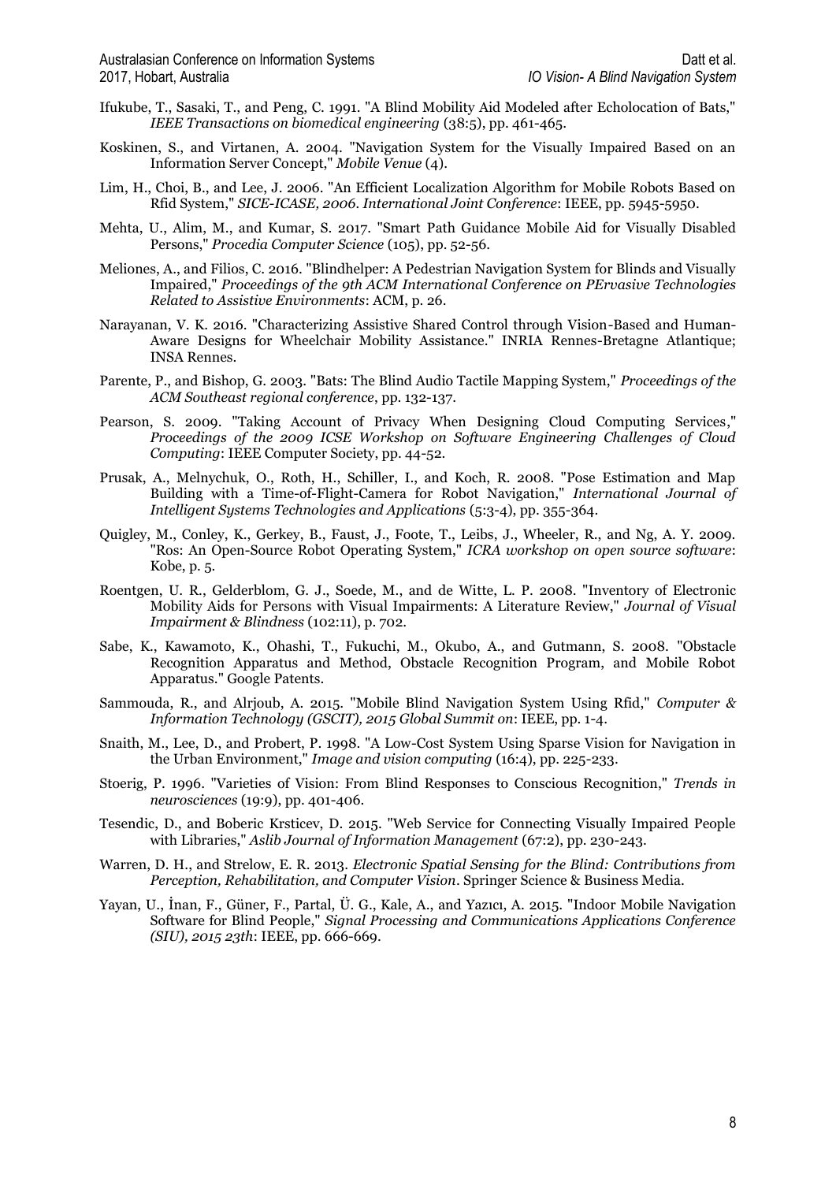Ifukube, T., Sasaki, T., and Peng, C. 1991. "A Blind Mobility Aid Modeled after Echolocation of Bats," *IEEE Transactions on biomedical engineering* (38:5), pp. 461-465.

Koskinen, S., and Virtanen, A. 2004. "Navigation System for the Visually Impaired Based on an Information Server Concept," *Mobile Venue* (4).

Lim, H., Choi, B., and Lee, J. 2006. "An Efficient Localization Algorithm for Mobile Robots Based on Rfid System," *SICE-ICASE, 2006. International Joint Conference*: IEEE, pp. 5945-5950.

Mehta, U., Alim, M., and Kumar, S. 2017. "Smart Path Guidance Mobile Aid for Visually Disabled Persons," *Procedia Computer Science* (105), pp. 52-56.

Meliones, A., and Filios, C. 2016. "Blindhelper: A Pedestrian Navigation System for Blinds and Visually Impaired," *Proceedings of the 9th ACM International Conference on PErvasive Technologies Related to Assistive Environments*: ACM, p. 26.

Narayanan, V. K. 2016. "Characterizing Assistive Shared Control through Vision-Based and Human-Aware Designs for Wheelchair Mobility Assistance." INRIA Rennes-Bretagne Atlantique; INSA Rennes.

Parente, P., and Bishop, G. 2003. "Bats: The Blind Audio Tactile Mapping System," *Proceedings of the ACM Southeast regional conference*, pp. 132-137.

Pearson, S. 2009. "Taking Account of Privacy When Designing Cloud Computing Services," *Proceedings of the 2009 ICSE Workshop on Software Engineering Challenges of Cloud Computing*: IEEE Computer Society, pp. 44-52.

Prusak, A., Melnychuk, O., Roth, H., Schiller, I., and Koch, R. 2008. "Pose Estimation and Map Building with a Time-of-Flight-Camera for Robot Navigation," *International Journal of Intelligent Systems Technologies and Applications* (5:3-4), pp. 355-364.

Quigley, M., Conley, K., Gerkey, B., Faust, J., Foote, T., Leibs, J., Wheeler, R., and Ng, A. Y. 2009. "Ros: An Open-Source Robot Operating System," *ICRA workshop on open source software*: Kobe, p. 5.

Roentgen, U. R., Gelderblom, G. J., Soede, M., and de Witte, L. P. 2008. "Inventory of Electronic Mobility Aids for Persons with Visual Impairments: A Literature Review," *Journal of Visual Impairment & Blindness* (102:11), p. 702.

Sabe, K., Kawamoto, K., Ohashi, T., Fukuchi, M., Okubo, A., and Gutmann, S. 2008. "Obstacle Recognition Apparatus and Method, Obstacle Recognition Program, and Mobile Robot Apparatus." Google Patents.

Sammouda, R., and Alrjoub, A. 2015. "Mobile Blind Navigation System Using Rfid," *Computer & Information Technology (GSCIT), 2015 Global Summit on*: IEEE, pp. 1-4.

Snaith, M., Lee, D., and Probert, P. 1998. "A Low-Cost System Using Sparse Vision for Navigation in the Urban Environment," *Image and vision computing* (16:4), pp. 225-233.

Stoerig, P. 1996. "Varieties of Vision: From Blind Responses to Conscious Recognition," *Trends in neurosciences* (19:9), pp. 401-406.

Tesendic, D., and Boberic Krsticev, D. 2015. "Web Service for Connecting Visually Impaired People with Libraries," *Aslib Journal of Information Management* (67:2), pp. 230-243.

Warren, D. H., and Strelow, E. R. 2013. *Electronic Spatial Sensing for the Blind: Contributions from Perception, Rehabilitation, and Computer Vision*. Springer Science & Business Media.

Yayan, U., İnan, F., Güner, F., Partal, Ü. G., Kale, A., and Yazıcı, A. 2015. "Indoor Mobile Navigation Software for Blind People," *Signal Processing and Communications Applications Conference (SIU), 2015 23th*: IEEE, pp. 666-669.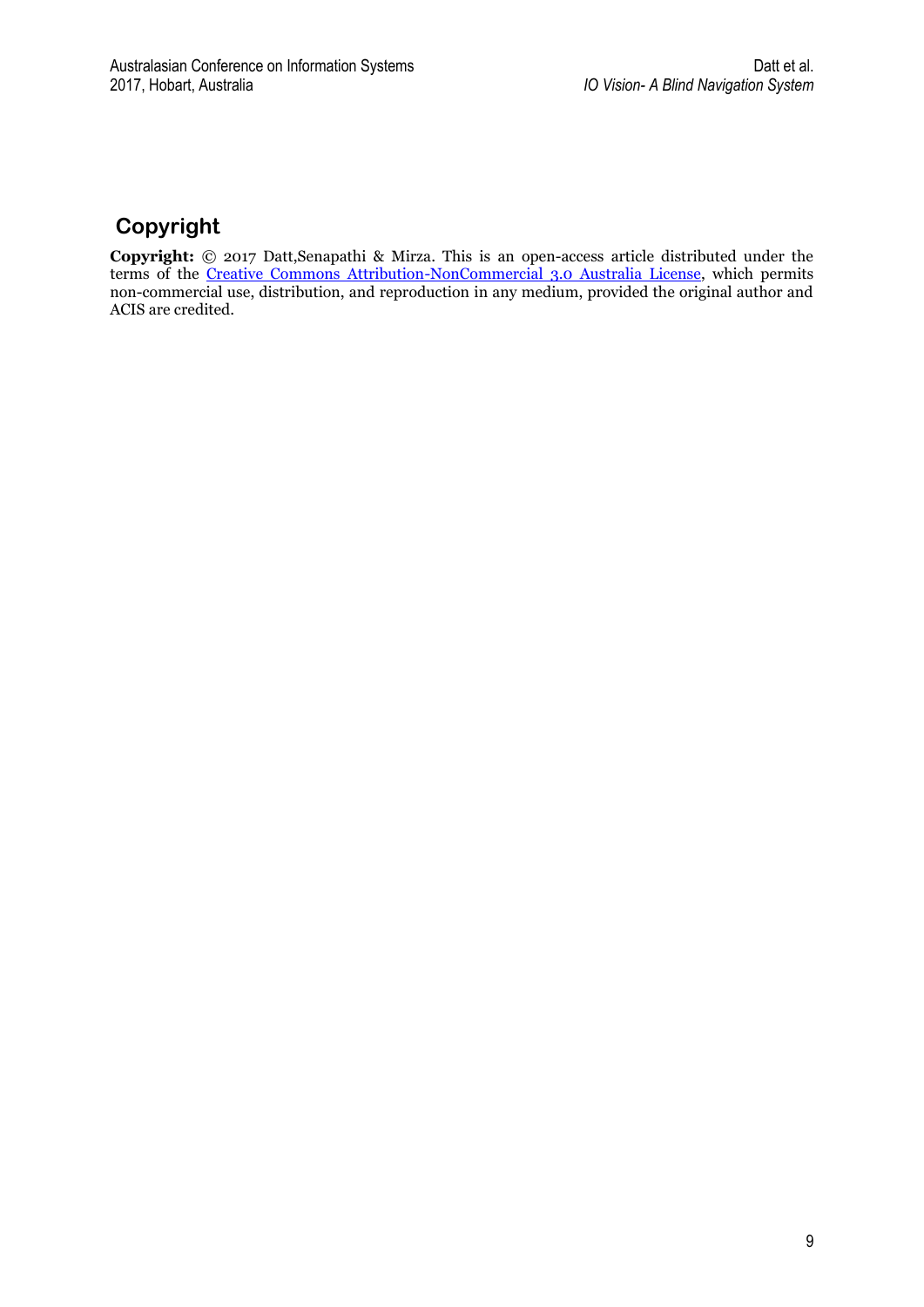## Copyright

**Copyright:** © 2017 Datt,Senapathi & Mirza. This is an open-access article distributed under the terms of the Creative Commons Attribution-NonCommercial 3.0 Australia License, which permits non-commercial use, distribution, and reproduction in any medium, provided the original author and ACIS are credited.